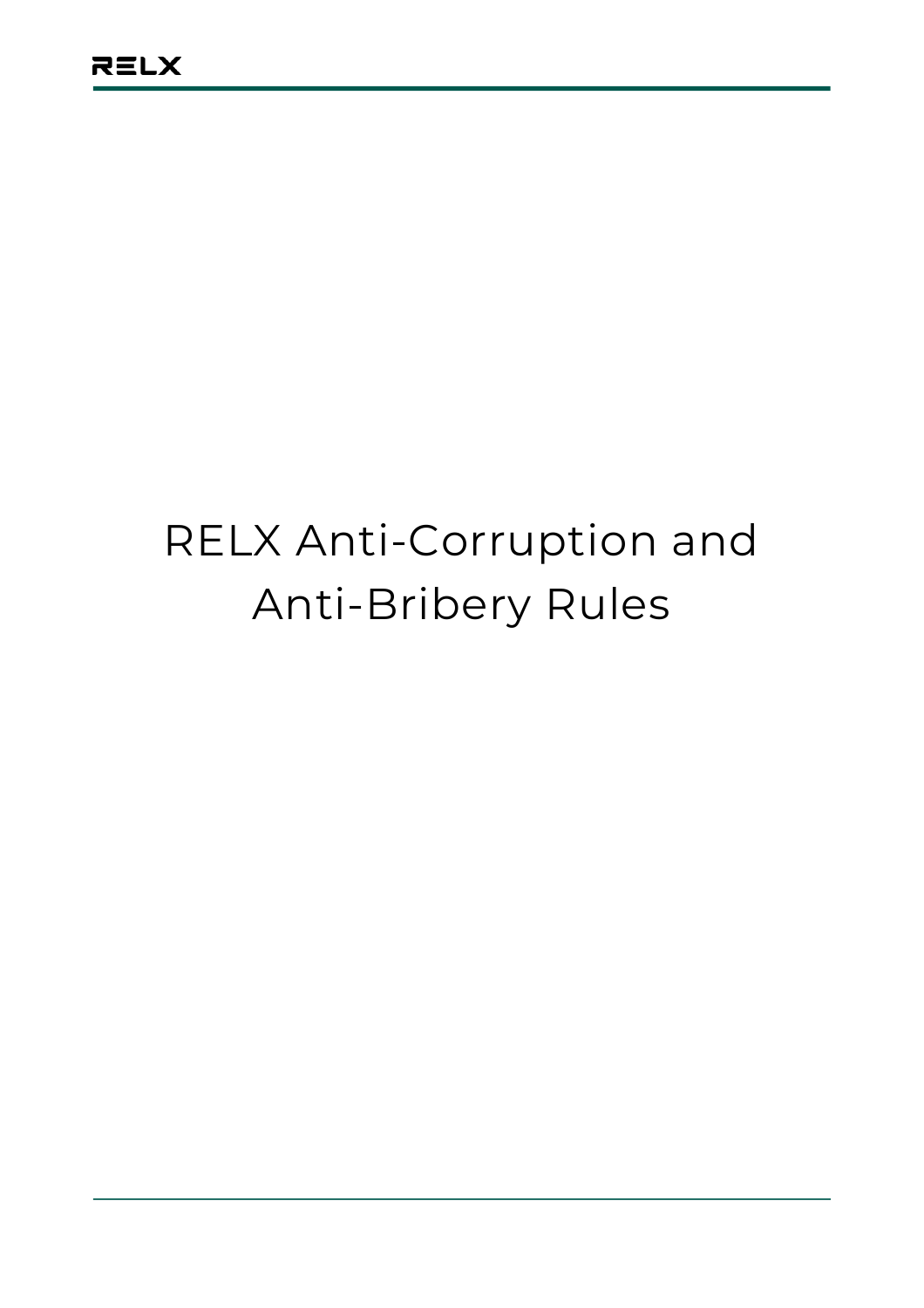# RELX Anti-Corruption and Anti-Bribery Rules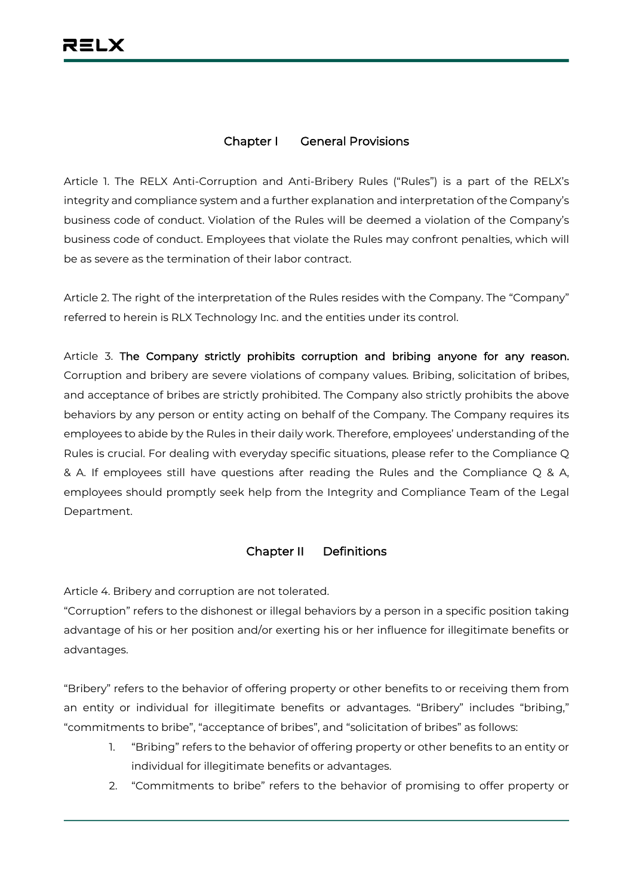## Chapter I General Provisions

Article 1. The RELX Anti-Corruption and Anti-Bribery Rules ("Rules") is a part of the RELX's integrity and compliance system and a further explanation and interpretation of the Company's business code of conduct. Violation of the Rules will be deemed a violation of the Company's business code of conduct. Employees that violate the Rules may confront penalties, which will be as severe as the termination of their labor contract.

Article 2. The right of the interpretation of the Rules resides with the Company. The "Company" referred to herein is RLX Technology Inc. and the entities under its control.

Article 3. **The Company strictly prohibits corruption and bribing anyone for any reason.** Corruption and bribery are severe violations of company values. Bribing, solicitation of bribes, and acceptance of bribes are strictly prohibited. The Company also strictly prohibits the above behaviors by any person or entity acting on behalf of the Company. The Company requires its employees to abide by the Rules in their daily work. Therefore, employees' understanding of the Rules is crucial. For dealing with everyday specific situations, please refer to the Compliance Q & A. If employees still have questions after reading the Rules and the Compliance Q & A, employees should promptly seek help from the Integrity and Compliance Team of the Legal Department.

## Chapter II Definitions

Article 4. Bribery and corruption are not tolerated.

"Corruption" refers to the dishonest or illegal behaviors by a person in a specific position taking advantage of his or her position and/or exerting his or her influence for illegitimate benefits or advantages.

"Bribery" refers to the behavior of offering property or other benefits to or receiving them from an entity or individual for illegitimate benefits or advantages. "Bribery" includes "bribing," "commitments to bribe", "acceptance of bribes", and "solicitation of bribes" as follows:

1. "Bribing" refers to the behavior of offering property or other benefits to an entity or individual for illegitimate benefits or advantages.
2. "Commitments to bribe" refers to the behavior of promising to offer property or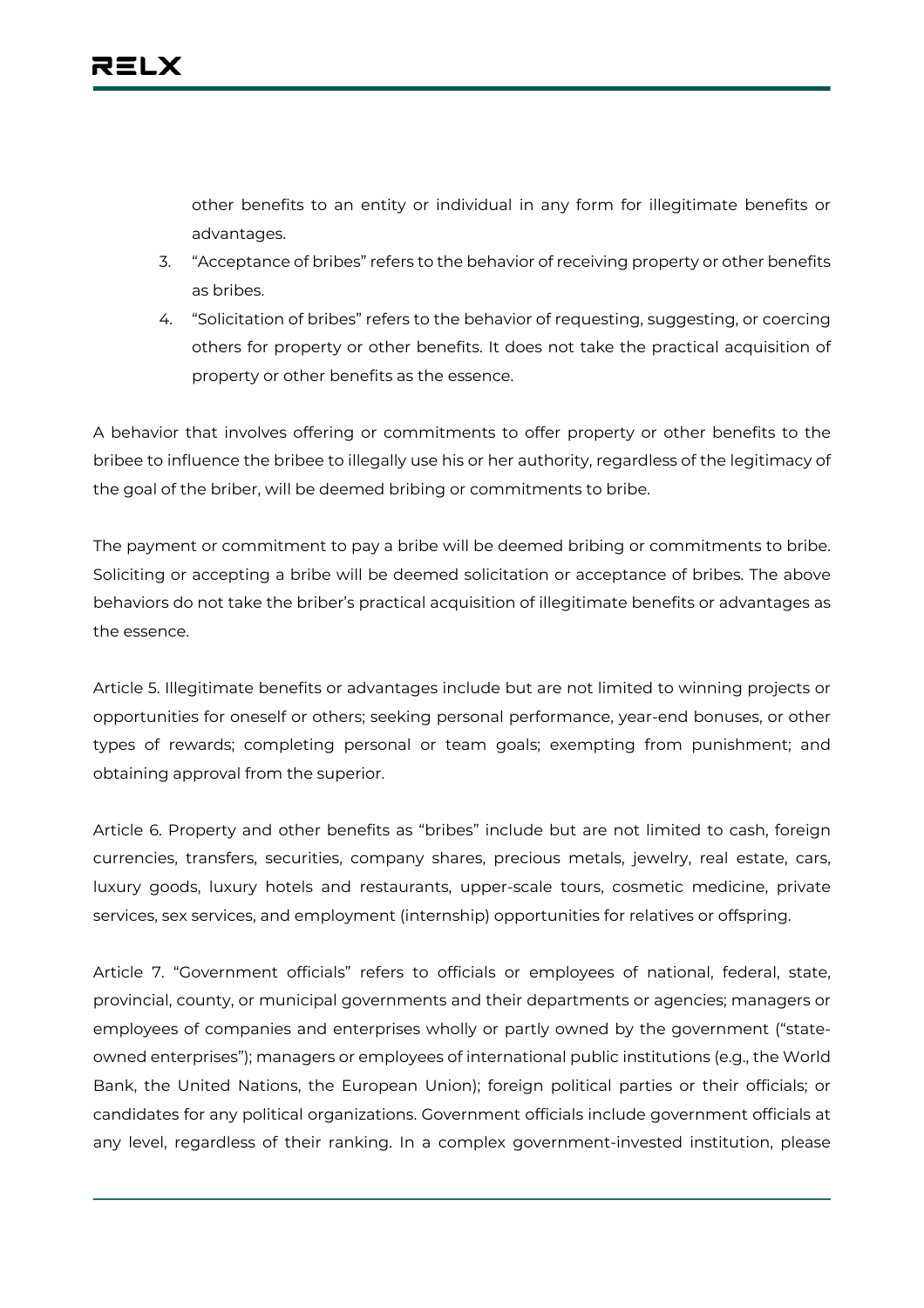other benefits to an entity or individual in any form for illegitimate benefits or advantages.

3. “Acceptance of bribes” refers to the behavior of receiving property or other benefits as bribes.
4. “Solicitation of bribes” refers to the behavior of requesting, suggesting, or coercing others for property or other benefits. It does not take the practical acquisition of property or other benefits as the essence.

A behavior that involves offering or commitments to offer property or other benefits to the bribee to influence the bribee to illegally use his or her authority, regardless of the legitimacy of the goal of the briber, will be deemed bribing or commitments to bribe.

The payment or commitment to pay a bribe will be deemed bribing or commitments to bribe. Soliciting or accepting a bribe will be deemed solicitation or acceptance of bribes. The above behaviors do not take the briber’s practical acquisition of illegitimate benefits or advantages as the essence.

Article 5. Illegitimate benefits or advantages include but are not limited to winning projects or opportunities for oneself or others; seeking personal performance, year-end bonuses, or other types of rewards; completing personal or team goals; exempting from punishment; and obtaining approval from the superior.

Article 6. Property and other benefits as “bribes” include but are not limited to cash, foreign currencies, transfers, securities, company shares, precious metals, jewelry, real estate, cars, luxury goods, luxury hotels and restaurants, upper-scale tours, cosmetic medicine, private services, sex services, and employment (internship) opportunities for relatives or offspring.

Article 7. “Government officials” refers to officials or employees of national, federal, state, provincial, county, or municipal governments and their departments or agencies; managers or employees of companies and enterprises wholly or partly owned by the government (“state-owned enterprises”); managers or employees of international public institutions (e.g., the World Bank, the United Nations, the European Union); foreign political parties or their officials; or candidates for any political organizations. Government officials include government officials at any level, regardless of their ranking. In a complex government-invested institution, please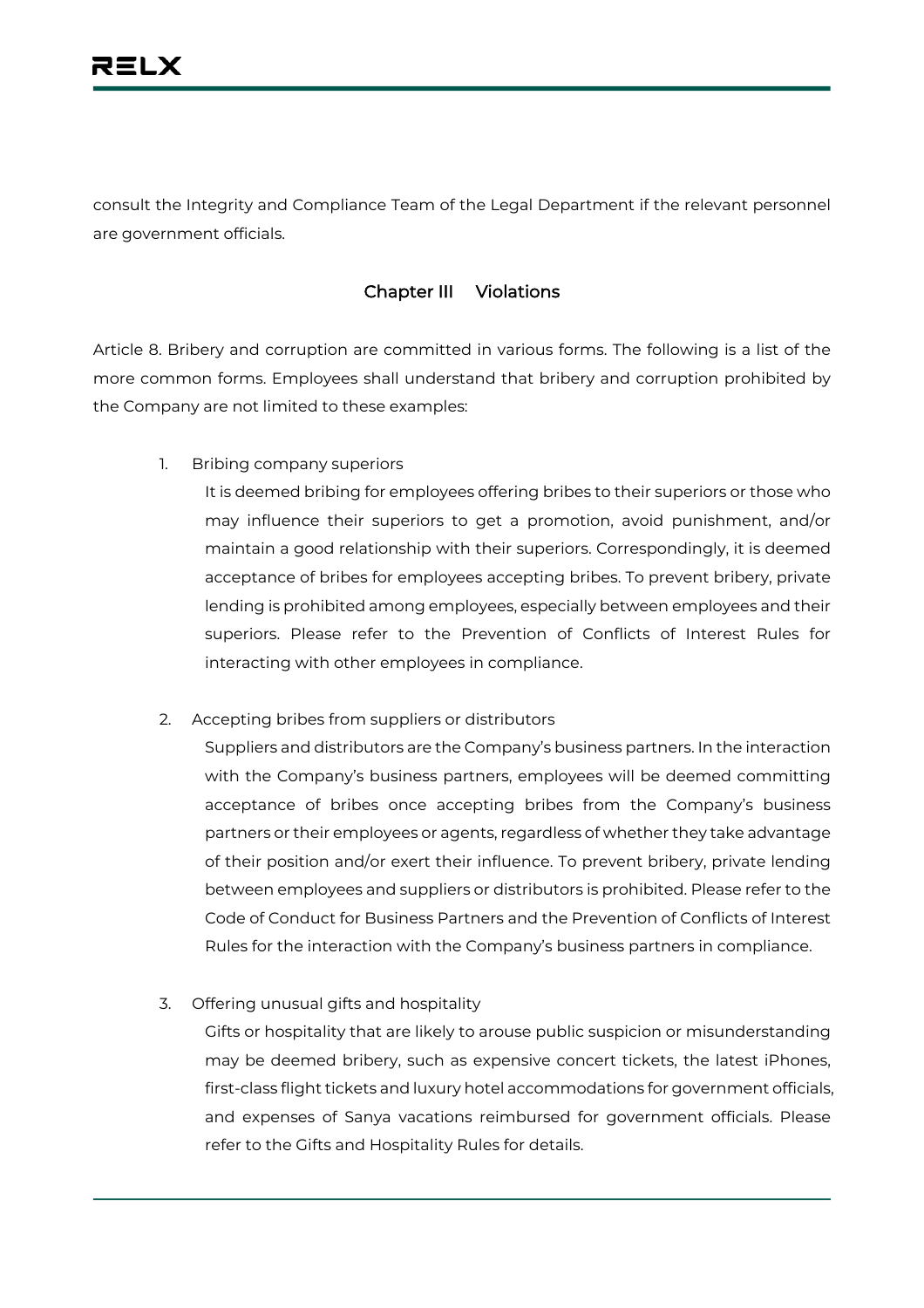consult the Integrity and Compliance Team of the Legal Department if the relevant personnel are government officials.

## Chapter III Violations

Article 8. Bribery and corruption are committed in various forms. The following is a list of the more common forms. Employees shall understand that bribery and corruption prohibited by the Company are not limited to these examples:

1. Bribing company superiors

   It is deemed bribing for employees offering bribes to their superiors or those who may influence their superiors to get a promotion, avoid punishment, and/or maintain a good relationship with their superiors. Correspondingly, it is deemed acceptance of bribes for employees accepting bribes. To prevent bribery, private lending is prohibited among employees, especially between employees and their superiors. Please refer to the Prevention of Conflicts of Interest Rules for interacting with other employees in compliance.

2. Accepting bribes from suppliers or distributors

   Suppliers and distributors are the Company's business partners. In the interaction with the Company's business partners, employees will be deemed committing acceptance of bribes once accepting bribes from the Company's business partners or their employees or agents, regardless of whether they take advantage of their position and/or exert their influence. To prevent bribery, private lending between employees and suppliers or distributors is prohibited. Please refer to the Code of Conduct for Business Partners and the Prevention of Conflicts of Interest Rules for the interaction with the Company's business partners in compliance.

3. Offering unusual gifts and hospitality

   Gifts or hospitality that are likely to arouse public suspicion or misunderstanding may be deemed bribery, such as expensive concert tickets, the latest iPhones, first-class flight tickets and luxury hotel accommodations for government officials, and expenses of Sanya vacations reimbursed for government officials. Please refer to the Gifts and Hospitality Rules for details.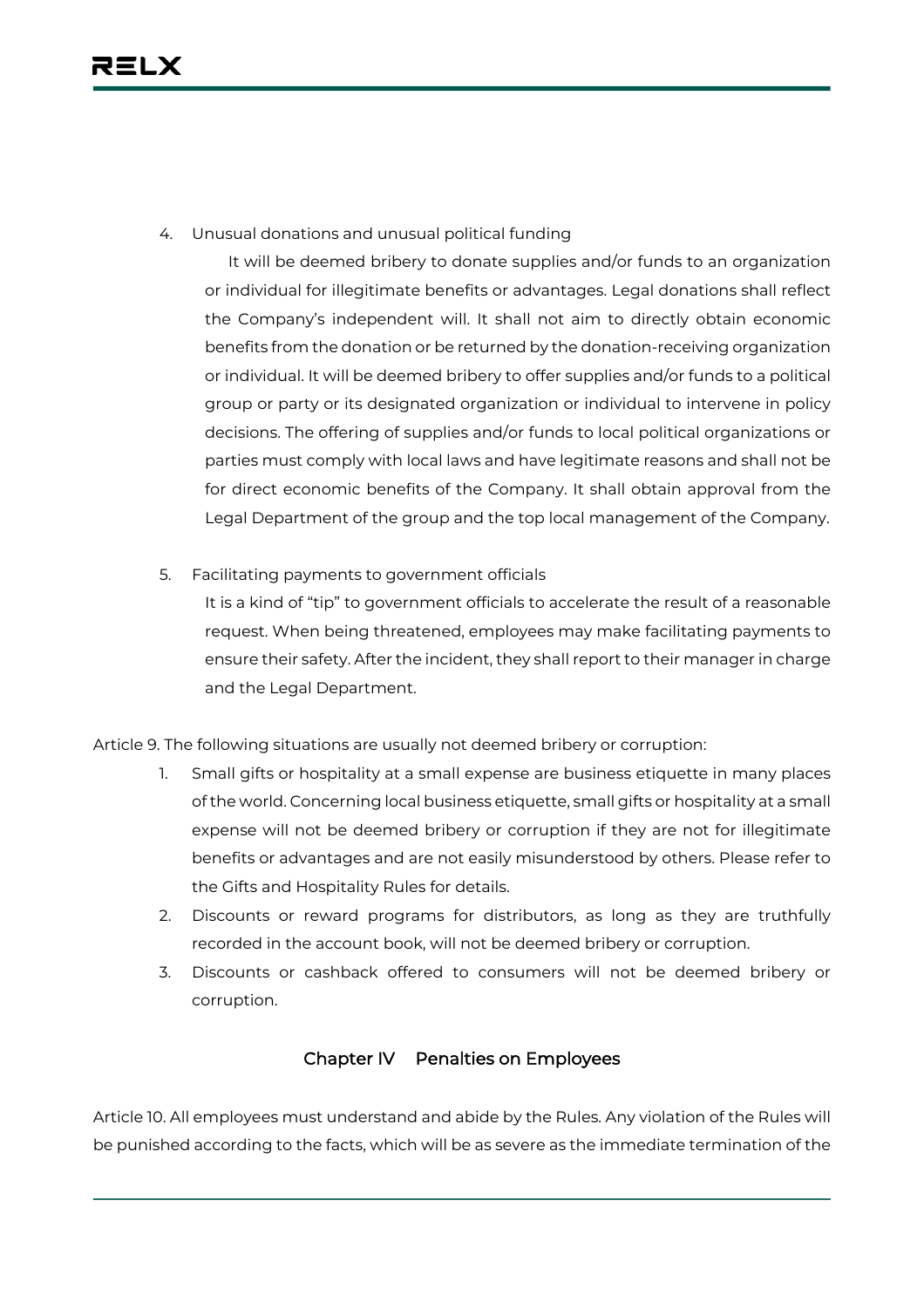4. Unusual donations and unusual political funding

   It will be deemed bribery to donate supplies and/or funds to an organization or individual for illegitimate benefits or advantages. Legal donations shall reflect the Company's independent will. It shall not aim to directly obtain economic benefits from the donation or be returned by the donation-receiving organization or individual. It will be deemed bribery to offer supplies and/or funds to a political group or party or its designated organization or individual to intervene in policy decisions. The offering of supplies and/or funds to local political organizations or parties must comply with local laws and have legitimate reasons and shall not be for direct economic benefits of the Company. It shall obtain approval from the Legal Department of the group and the top local management of the Company.

5. Facilitating payments to government officials

   It is a kind of "tip" to government officials to accelerate the result of a reasonable request. When being threatened, employees may make facilitating payments to ensure their safety. After the incident, they shall report to their manager in charge and the Legal Department.

Article 9. The following situations are usually not deemed bribery or corruption:

1. Small gifts or hospitality at a small expense are business etiquette in many places of the world. Concerning local business etiquette, small gifts or hospitality at a small expense will not be deemed bribery or corruption if they are not for illegitimate benefits or advantages and are not easily misunderstood by others. Please refer to the Gifts and Hospitality Rules for details.
2. Discounts or reward programs for distributors, as long as they are truthfully recorded in the account book, will not be deemed bribery or corruption.
3. Discounts or cashback offered to consumers will not be deemed bribery or corruption.

## Chapter IV Penalties on Employees

Article 10. All employees must understand and abide by the Rules. Any violation of the Rules will be punished according to the facts, which will be as severe as the immediate termination of the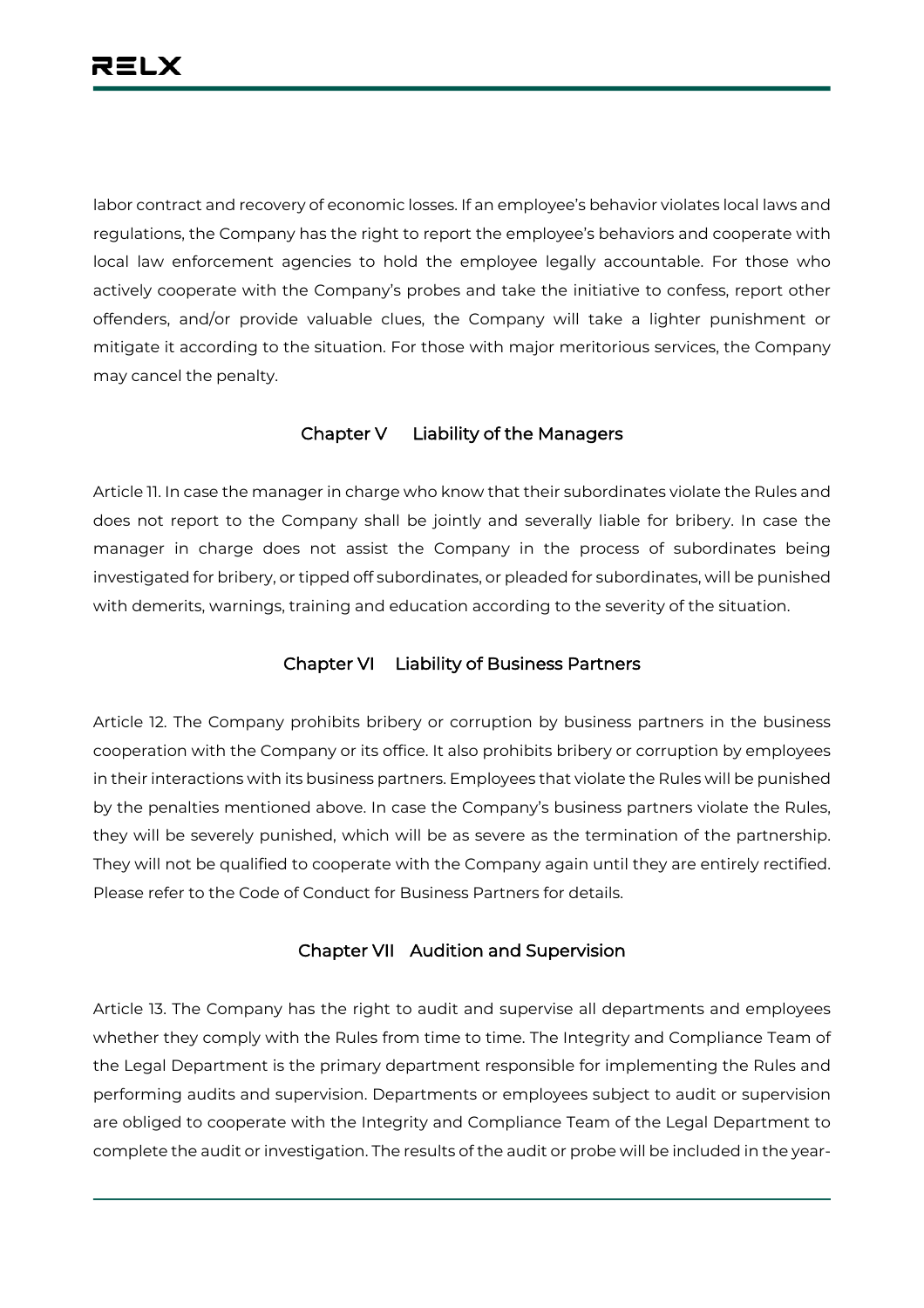labor contract and recovery of economic losses. If an employee's behavior violates local laws and regulations, the Company has the right to report the employee's behaviors and cooperate with local law enforcement agencies to hold the employee legally accountable. For those who actively cooperate with the Company's probes and take the initiative to confess, report other offenders, and/or provide valuable clues, the Company will take a lighter punishment or mitigate it according to the situation. For those with major meritorious services, the Company may cancel the penalty.

## Chapter V Liability of the Managers

Article 11. In case the manager in charge who know that their subordinates violate the Rules and does not report to the Company shall be jointly and severally liable for bribery. In case the manager in charge does not assist the Company in the process of subordinates being investigated for bribery, or tipped off subordinates, or pleaded for subordinates, will be punished with demerits, warnings, training and education according to the severity of the situation.

## Chapter VI Liability of Business Partners

Article 12. The Company prohibits bribery or corruption by business partners in the business cooperation with the Company or its office. It also prohibits bribery or corruption by employees in their interactions with its business partners. Employees that violate the Rules will be punished by the penalties mentioned above. In case the Company's business partners violate the Rules, they will be severely punished, which will be as severe as the termination of the partnership. They will not be qualified to cooperate with the Company again until they are entirely rectified. Please refer to the Code of Conduct for Business Partners for details.

## Chapter VII Audition and Supervision

Article 13. The Company has the right to audit and supervise all departments and employees whether they comply with the Rules from time to time. The Integrity and Compliance Team of the Legal Department is the primary department responsible for implementing the Rules and performing audits and supervision. Departments or employees subject to audit or supervision are obliged to cooperate with the Integrity and Compliance Team of the Legal Department to complete the audit or investigation. The results of the audit or probe will be included in the year-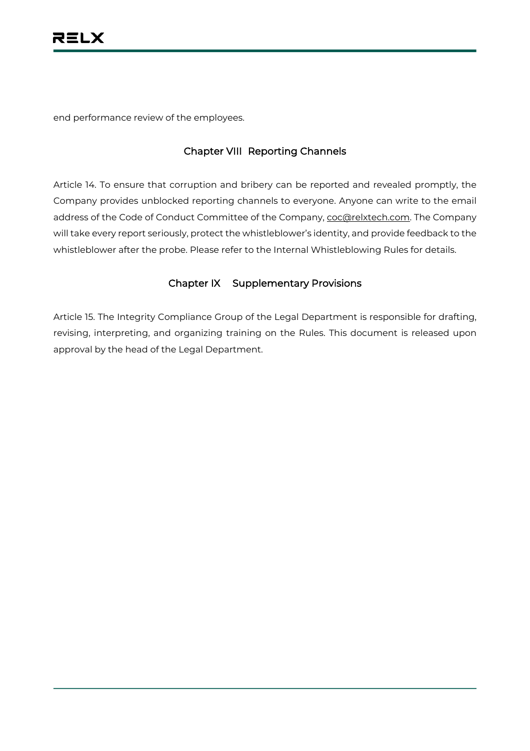end performance review of the employees.

## Chapter VIII Reporting Channels

Article 14. To ensure that corruption and bribery can be reported and revealed promptly, the Company provides unblocked reporting channels to everyone. Anyone can write to the email address of the Code of Conduct Committee of the Company, coc@relxtech.com. The Company will take every report seriously, protect the whistleblower's identity, and provide feedback to the whistleblower after the probe. Please refer to the Internal Whistleblowing Rules for details.

## Chapter IX Supplementary Provisions

Article 15. The Integrity Compliance Group of the Legal Department is responsible for drafting, revising, interpreting, and organizing training on the Rules. This document is released upon approval by the head of the Legal Department.